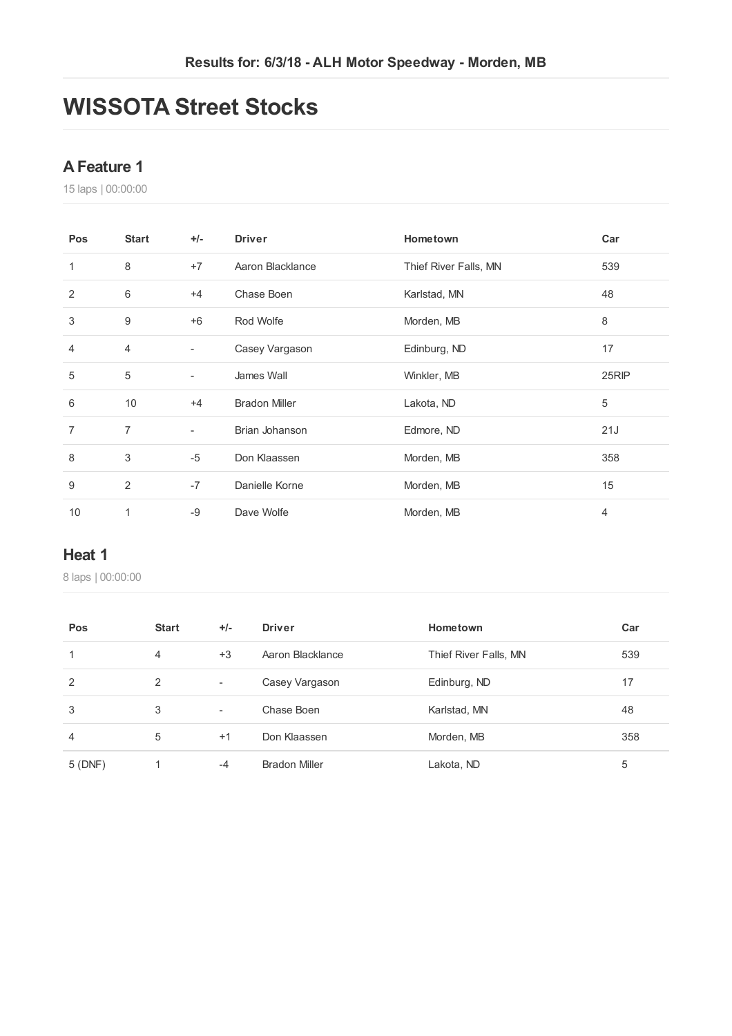Results for: 6/3/18 - ALH Motor Speedway - Morden, MB

# WISSOTA Street Stocks

## A Feature 1

15 laps | 00:00:00

| Pos | Start | +/- | Driver | Hometown | Car |
|---|---|---|---|---|---|
| 1 | 8 | +7 | Aaron Blacklance | Thief River Falls, MN | 539 |
| 2 | 6 | +4 | Chase Boen | Karlstad, MN | 48 |
| 3 | 9 | +6 | Rod Wolfe | Morden, MB | 8 |
| 4 | 4 | - | Casey Vargason | Edinburg, ND | 17 |
| 5 | 5 | - | James Wall | Winkler, MB | 25RIP |
| 6 | 10 | +4 | Bradon Miller | Lakota, ND | 5 |
| 7 | 7 | - | Brian Johanson | Edmore, ND | 21J |
| 8 | 3 | -5 | Don Klaassen | Morden, MB | 358 |
| 9 | 2 | -7 | Danielle Korne | Morden, MB | 15 |
| 10 | 1 | -9 | Dave Wolfe | Morden, MB | 4 |

## Heat 1

8 laps | 00:00:00

| Pos | Start | +/- | Driver | Hometown | Car |
|---|---|---|---|---|---|
| 1 | 4 | +3 | Aaron Blacklance | Thief River Falls, MN | 539 |
| 2 | 2 | - | Casey Vargason | Edinburg, ND | 17 |
| 3 | 3 | - | Chase Boen | Karlstad, MN | 48 |
| 4 | 5 | +1 | Don Klaassen | Morden, MB | 358 |
| 5 (DNF) | 1 | -4 | Bradon Miller | Lakota, ND | 5 |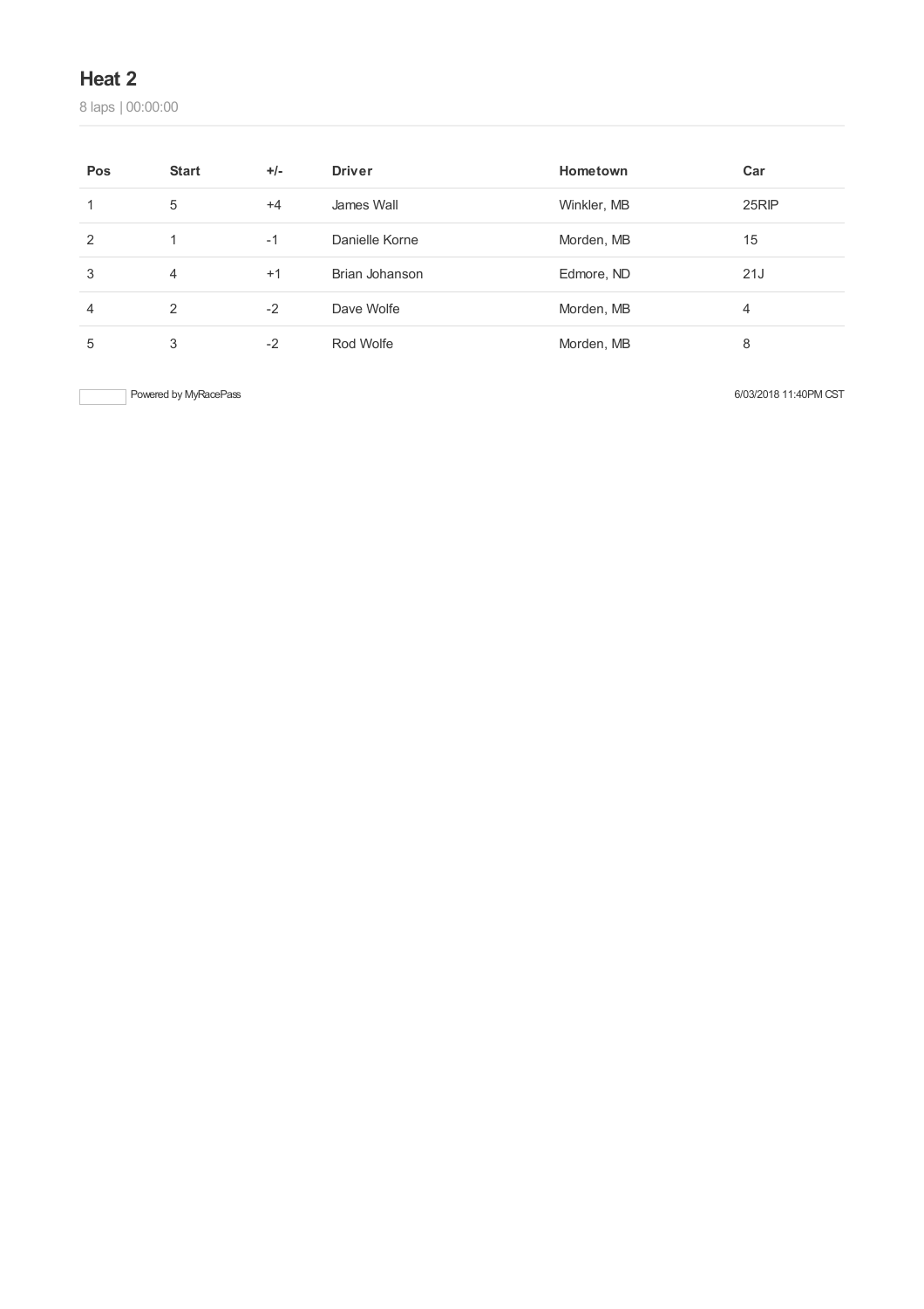## Heat 2

8 laps | 00:00:00

| Pos | Start | +/- | Driver | Hometown | Car |
|---|---|---|---|---|---|
| 1 | 5 | +4 | James Wall | Winkler, MB | 25RIP |
| 2 | 1 | -1 | Danielle Korne | Morden, MB | 15 |
| 3 | 4 | +1 | Brian Johanson | Edmore, ND | 21J |
| 4 | 2 | -2 | Dave Wolfe | Morden, MB | 4 |
| 5 | 3 | -2 | Rod Wolfe | Morden, MB | 8 |

Powered by MyRacePass

6/03/2018 11:40PM CST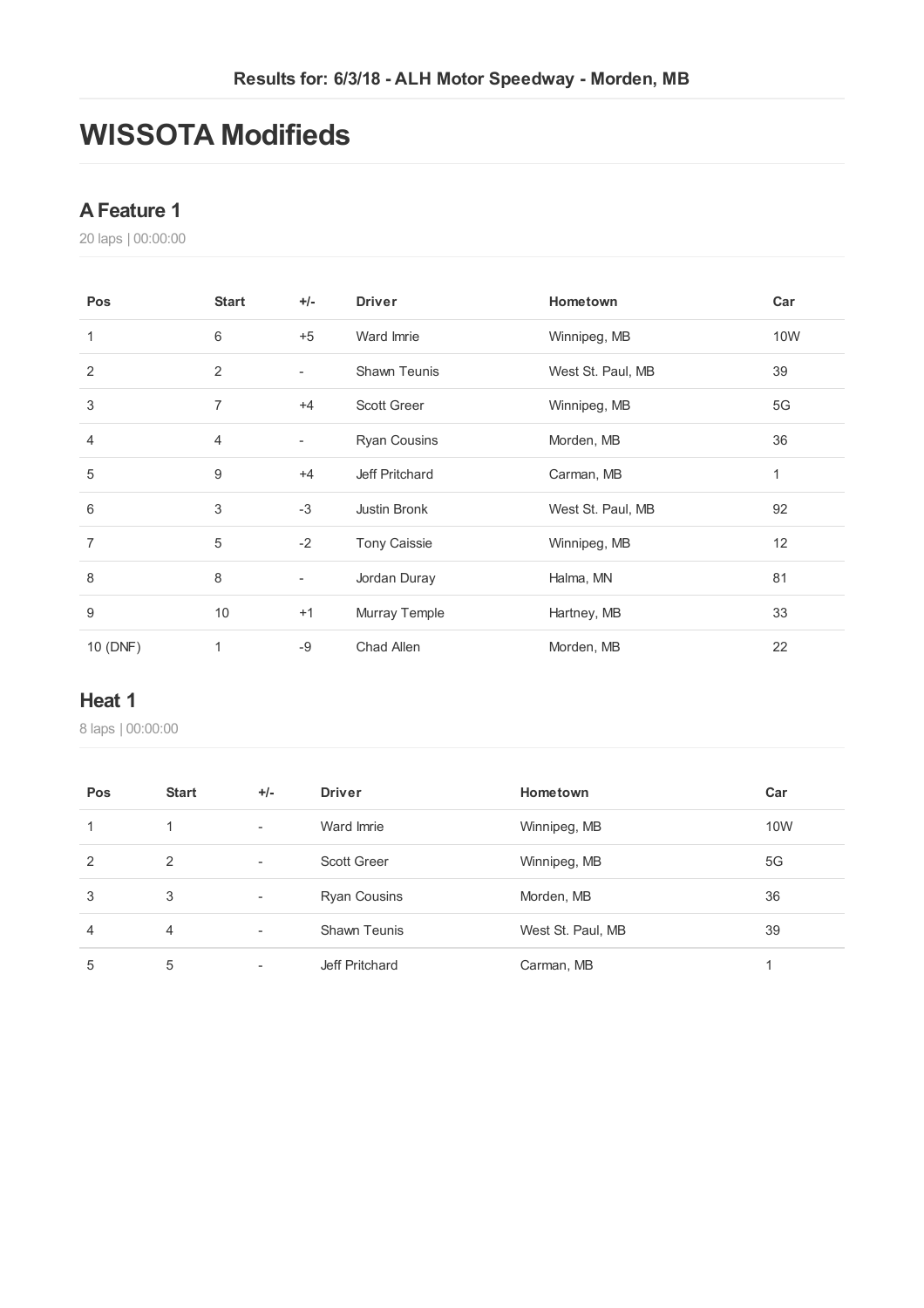Results for: 6/3/18 - ALH Motor Speedway - Morden, MB

# WISSOTA Modifieds

## A Feature 1

20 laps | 00:00:00

| Pos | Start | +/- | Driver | Hometown | Car |
|---|---|---|---|---|---|
| 1 | 6 | +5 | Ward Imrie | Winnipeg, MB | 10W |
| 2 | 2 | - | Shawn Teunis | West St. Paul, MB | 39 |
| 3 | 7 | +4 | Scott Greer | Winnipeg, MB | 5G |
| 4 | 4 | - | Ryan Cousins | Morden, MB | 36 |
| 5 | 9 | +4 | Jeff Pritchard | Carman, MB | 1 |
| 6 | 3 | -3 | Justin Bronk | West St. Paul, MB | 92 |
| 7 | 5 | -2 | Tony Caissie | Winnipeg, MB | 12 |
| 8 | 8 | - | Jordan Duray | Halma, MN | 81 |
| 9 | 10 | +1 | Murray Temple | Hartney, MB | 33 |
| 10 (DNF) | 1 | -9 | Chad Allen | Morden, MB | 22 |

## Heat 1

8 laps | 00:00:00

| Pos | Start | +/- | Driver | Hometown | Car |
|---|---|---|---|---|---|
| 1 | 1 | - | Ward Imrie | Winnipeg, MB | 10W |
| 2 | 2 | - | Scott Greer | Winnipeg, MB | 5G |
| 3 | 3 | - | Ryan Cousins | Morden, MB | 36 |
| 4 | 4 | - | Shawn Teunis | West St. Paul, MB | 39 |
| 5 | 5 | - | Jeff Pritchard | Carman, MB | 1 |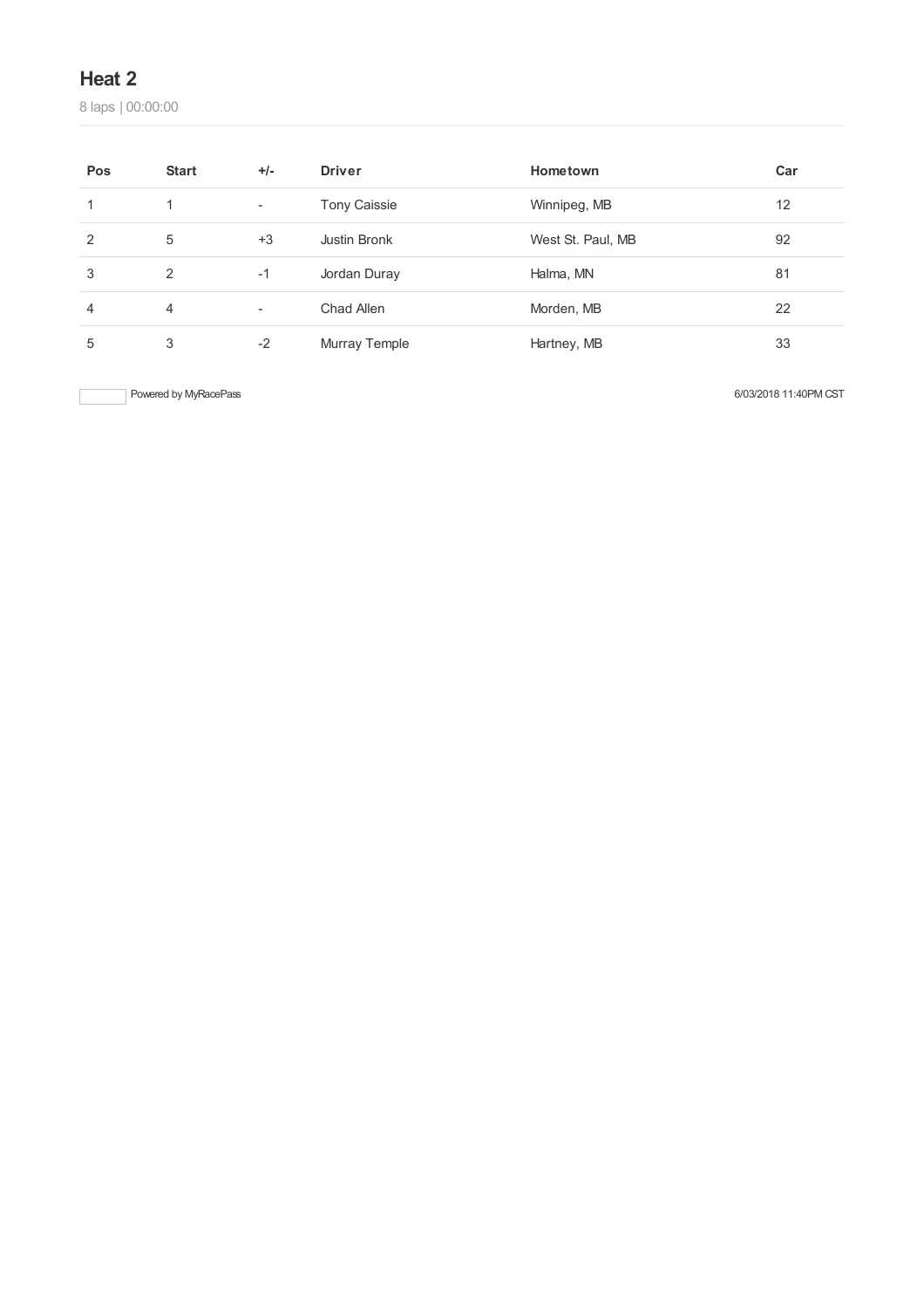## Heat 2

8 laps | 00:00:00

| Pos | Start | +/- | Driver | Hometown | Car |
|---|---|---|---|---|---|
| 1 | 1 | - | Tony Caissie | Winnipeg, MB | 12 |
| 2 | 5 | +3 | Justin Bronk | West St. Paul, MB | 92 |
| 3 | 2 | -1 | Jordan Duray | Halma, MN | 81 |
| 4 | 4 | - | Chad Allen | Morden, MB | 22 |
| 5 | 3 | -2 | Murray Temple | Hartney, MB | 33 |

Powered by MyRacePass

6/03/2018 11:40PM CST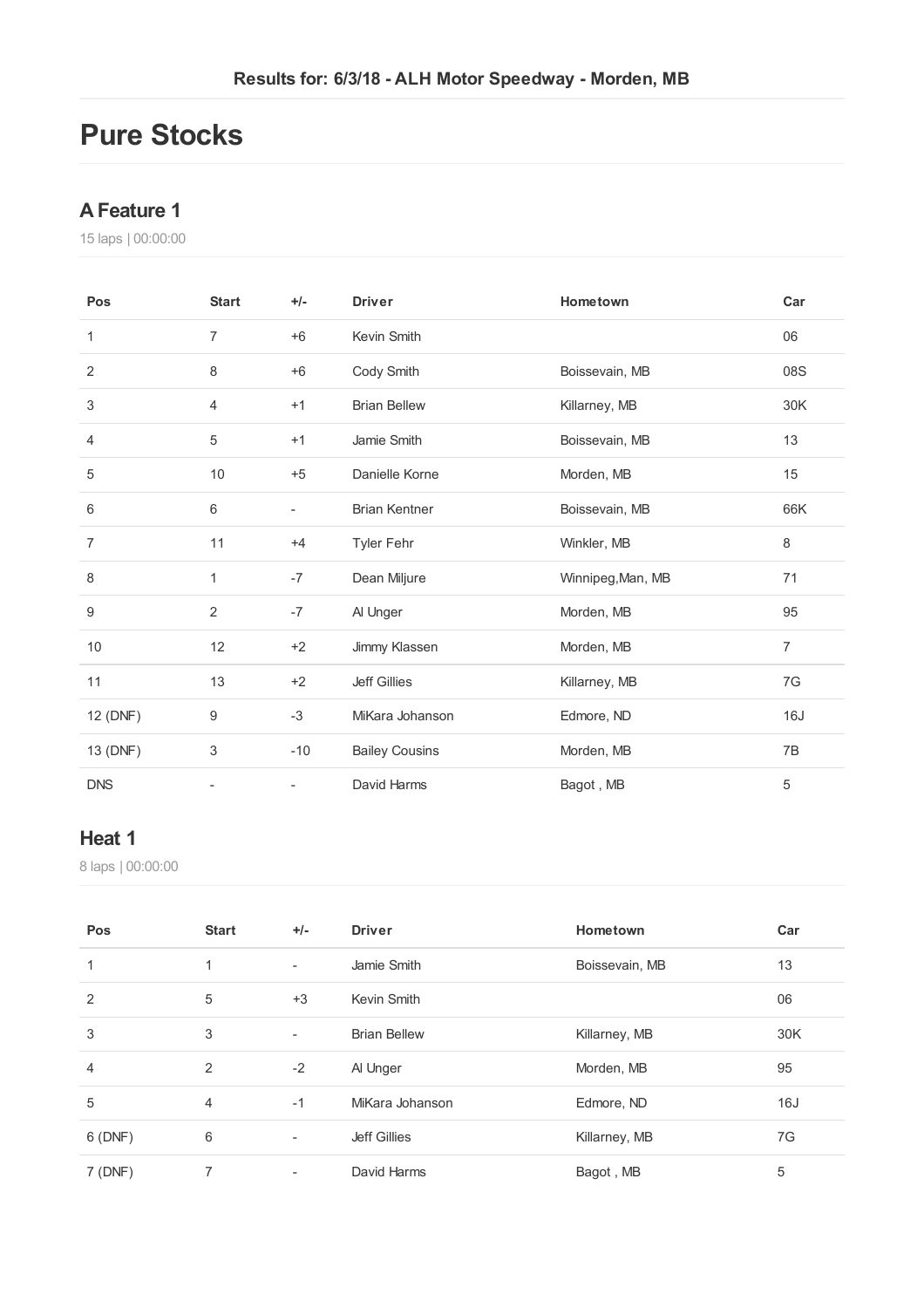Results for: 6/3/18 - ALH Motor Speedway - Morden, MB

# Pure Stocks

## A Feature 1

15 laps | 00:00:00

| Pos | Start | +/- | Driver | Hometown | Car |
|---|---|---|---|---|---|
| 1 | 7 | +6 | Kevin Smith | | 06 |
| 2 | 8 | +6 | Cody Smith | Boissevain, MB | 08S |
| 3 | 4 | +1 | Brian Bellew | Killarney, MB | 30K |
| 4 | 5 | +1 | Jamie Smith | Boissevain, MB | 13 |
| 5 | 10 | +5 | Danielle Korne | Morden, MB | 15 |
| 6 | 6 | - | Brian Kentner | Boissevain, MB | 66K |
| 7 | 11 | +4 | Tyler Fehr | Winkler, MB | 8 |
| 8 | 1 | -7 | Dean Miljure | Winnipeg,Man, MB | 71 |
| 9 | 2 | -7 | Al Unger | Morden, MB | 95 |
| 10 | 12 | +2 | Jimmy Klassen | Morden, MB | 7 |
| 11 | 13 | +2 | Jeff Gillies | Killarney, MB | 7G |
| 12 (DNF) | 9 | -3 | MiKara Johanson | Edmore, ND | 16J |
| 13 (DNF) | 3 | -10 | Bailey Cousins | Morden, MB | 7B |
| DNS | - | - | David Harms | Bagot , MB | 5 |

## Heat 1

8 laps | 00:00:00

| Pos | Start | +/- | Driver | Hometown | Car |
|---|---|---|---|---|---|
| 1 | 1 | - | Jamie Smith | Boissevain, MB | 13 |
| 2 | 5 | +3 | Kevin Smith | | 06 |
| 3 | 3 | - | Brian Bellew | Killarney, MB | 30K |
| 4 | 2 | -2 | Al Unger | Morden, MB | 95 |
| 5 | 4 | -1 | MiKara Johanson | Edmore, ND | 16J |
| 6 (DNF) | 6 | - | Jeff Gillies | Killarney, MB | 7G |
| 7 (DNF) | 7 | - | David Harms | Bagot , MB | 5 |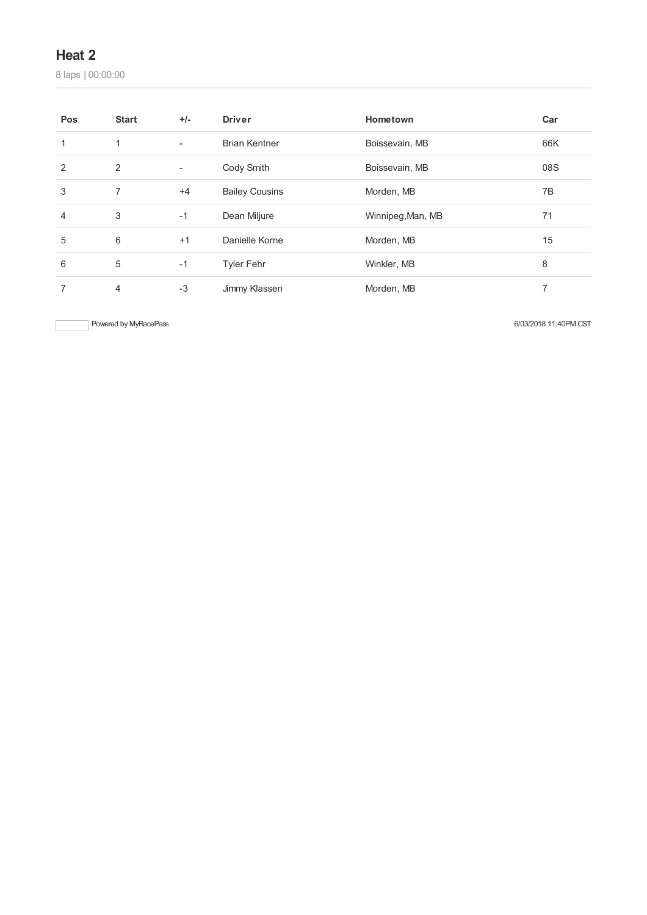## Heat 2

8 laps | 00:00:00

| Pos | Start | +/- | Driver | Hometown | Car |
|---|---|---|---|---|---|
| 1 | 1 | - | Brian Kentner | Boissevain, MB | 66K |
| 2 | 2 | - | Cody Smith | Boissevain, MB | 08S |
| 3 | 7 | +4 | Bailey Cousins | Morden, MB | 7B |
| 4 | 3 | -1 | Dean Miljure | Winnipeg,Man, MB | 71 |
| 5 | 6 | +1 | Danielle Korne | Morden, MB | 15 |
| 6 | 5 | -1 | Tyler Fehr | Winkler, MB | 8 |
| 7 | 4 | -3 | Jimmy Klassen | Morden, MB | 7 |

Powered by MyRacePass

6/03/2018 11:40PM CST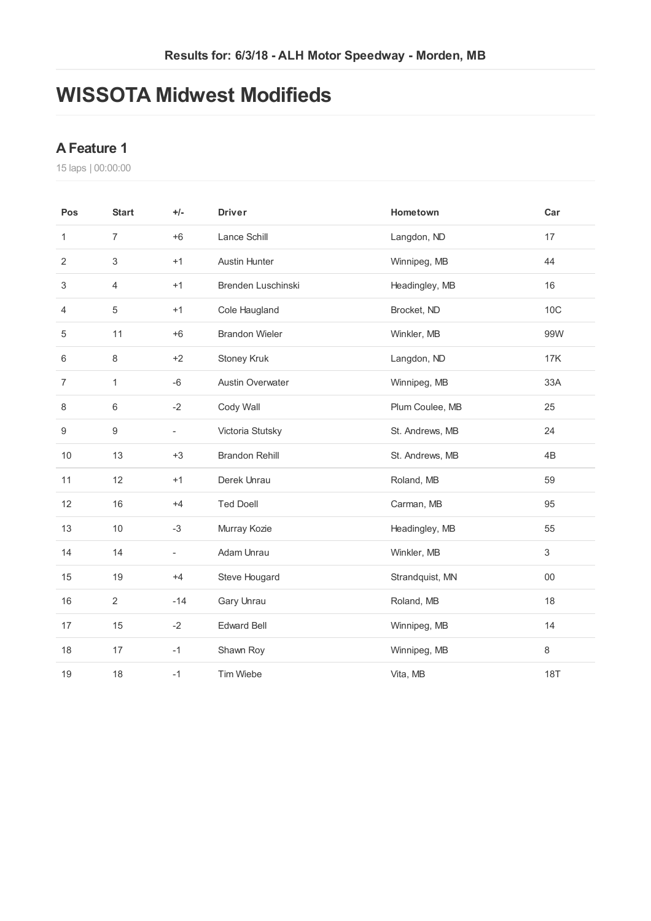Results for: 6/3/18 - ALH Motor Speedway - Morden, MB

# WISSOTA Midwest Modifieds

## A Feature 1

15 laps | 00:00:00

| Pos | Start | +/- | Driver | Hometown | Car |
|---|---|---|---|---|---|
| 1 | 7 | +6 | Lance Schill | Langdon, ND | 17 |
| 2 | 3 | +1 | Austin Hunter | Winnipeg, MB | 44 |
| 3 | 4 | +1 | Brenden Luschinski | Headingley, MB | 16 |
| 4 | 5 | +1 | Cole Haugland | Brocket, ND | 10C |
| 5 | 11 | +6 | Brandon Wieler | Winkler, MB | 99W |
| 6 | 8 | +2 | Stoney Kruk | Langdon, ND | 17K |
| 7 | 1 | -6 | Austin Overwater | Winnipeg, MB | 33A |
| 8 | 6 | -2 | Cody Wall | Plum Coulee, MB | 25 |
| 9 | 9 | - | Victoria Stutsky | St. Andrews, MB | 24 |
| 10 | 13 | +3 | Brandon Rehill | St. Andrews, MB | 4B |
| 11 | 12 | +1 | Derek Unrau | Roland, MB | 59 |
| 12 | 16 | +4 | Ted Doell | Carman, MB | 95 |
| 13 | 10 | -3 | Murray Kozie | Headingley, MB | 55 |
| 14 | 14 | - | Adam Unrau | Winkler, MB | 3 |
| 15 | 19 | +4 | Steve Hougard | Strandquist, MN | 00 |
| 16 | 2 | -14 | Gary Unrau | Roland, MB | 18 |
| 17 | 15 | -2 | Edward Bell | Winnipeg, MB | 14 |
| 18 | 17 | -1 | Shawn Roy | Winnipeg, MB | 8 |
| 19 | 18 | -1 | Tim Wiebe | Vita, MB | 18T |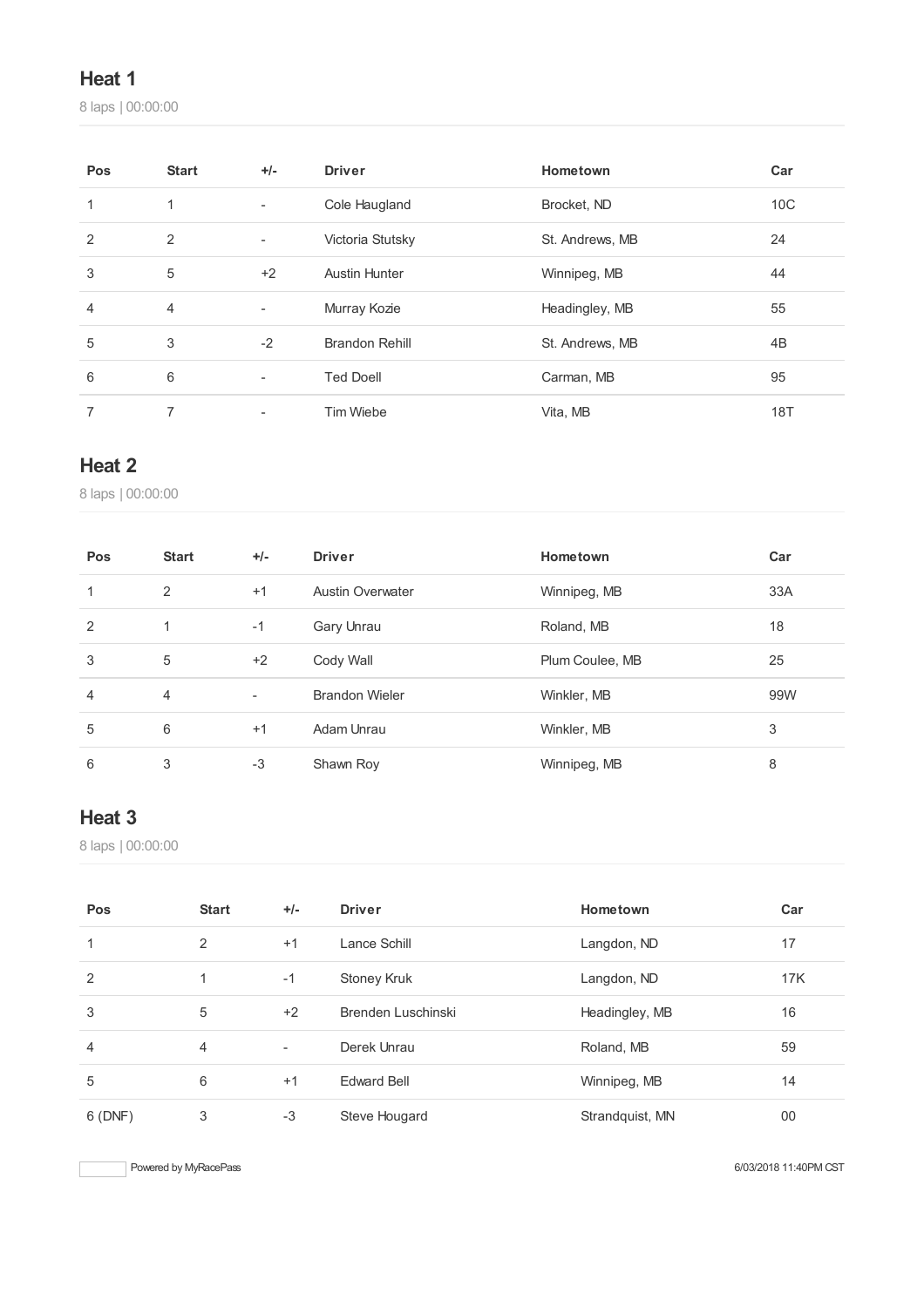## Heat 1

8 laps | 00:00:00

| Pos | Start | +/- | Driver | Hometown | Car |
|---|---|---|---|---|---|
| 1 | 1 | - | Cole Haugland | Brocket, ND | 10C |
| 2 | 2 | - | Victoria Stutsky | St. Andrews, MB | 24 |
| 3 | 5 | +2 | Austin Hunter | Winnipeg, MB | 44 |
| 4 | 4 | - | Murray Kozie | Headingley, MB | 55 |
| 5 | 3 | -2 | Brandon Rehill | St. Andrews, MB | 4B |
| 6 | 6 | - | Ted Doell | Carman, MB | 95 |
| 7 | 7 | - | Tim Wiebe | Vita, MB | 18T |

## Heat 2

8 laps | 00:00:00

| Pos | Start | +/- | Driver | Hometown | Car |
|---|---|---|---|---|---|
| 1 | 2 | +1 | Austin Overwater | Winnipeg, MB | 33A |
| 2 | 1 | -1 | Gary Unrau | Roland, MB | 18 |
| 3 | 5 | +2 | Cody Wall | Plum Coulee, MB | 25 |
| 4 | 4 | - | Brandon Wieler | Winkler, MB | 99W |
| 5 | 6 | +1 | Adam Unrau | Winkler, MB | 3 |
| 6 | 3 | -3 | Shawn Roy | Winnipeg, MB | 8 |

## Heat 3

8 laps | 00:00:00

| Pos | Start | +/- | Driver | Hometown | Car |
|---|---|---|---|---|---|
| 1 | 2 | +1 | Lance Schill | Langdon, ND | 17 |
| 2 | 1 | -1 | Stoney Kruk | Langdon, ND | 17K |
| 3 | 5 | +2 | Brenden Luschinski | Headingley, MB | 16 |
| 4 | 4 | - | Derek Unrau | Roland, MB | 59 |
| 5 | 6 | +1 | Edward Bell | Winnipeg, MB | 14 |
| 6 (DNF) | 3 | -3 | Steve Hougard | Strandquist, MN | 00 |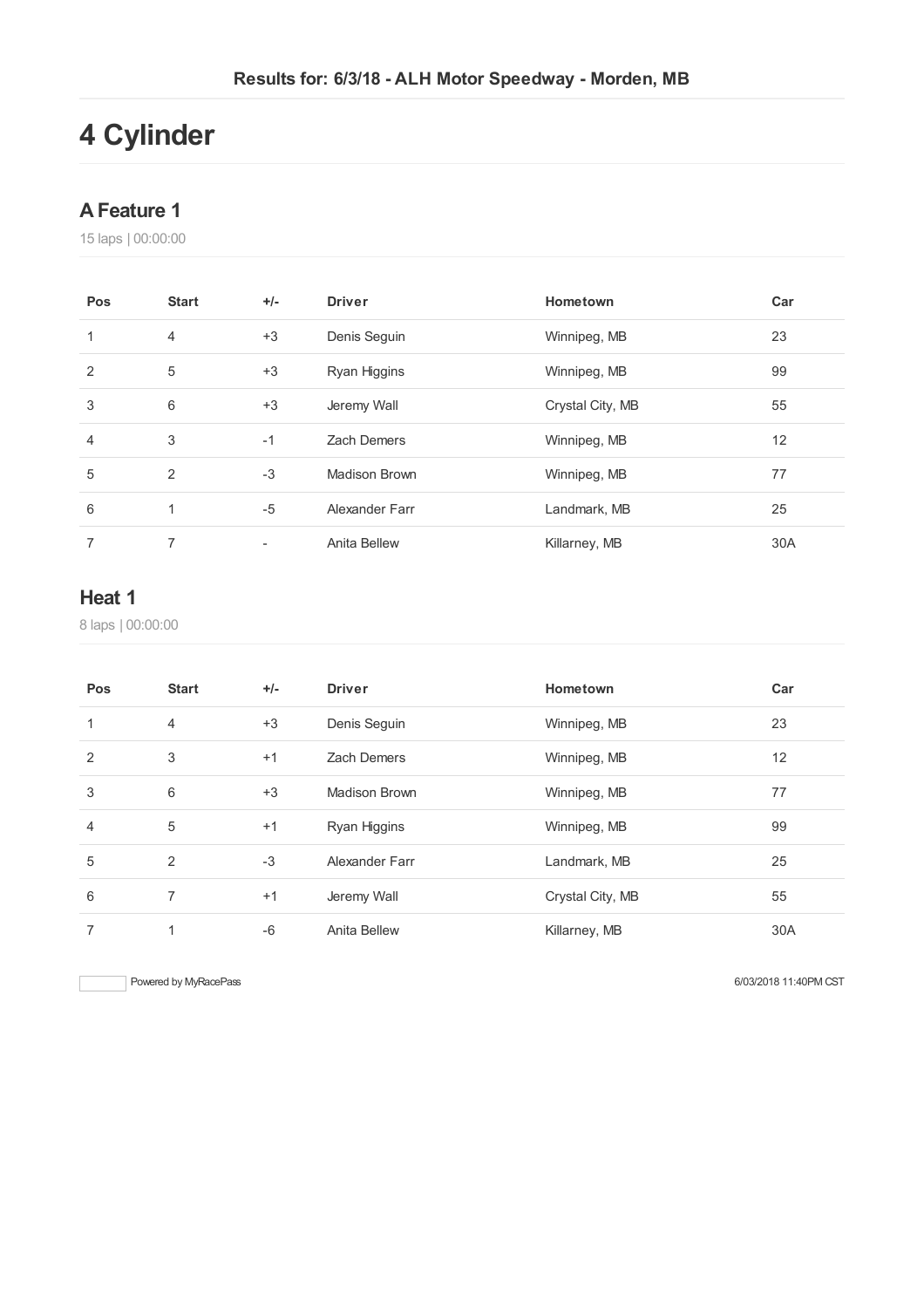Results for: 6/3/18 - ALH Motor Speedway - Morden, MB

# 4 Cylinder

## A Feature 1

15 laps | 00:00:00

| Pos | Start | +/- | Driver | Hometown | Car |
|---|---|---|---|---|---|
| 1 | 4 | +3 | Denis Seguin | Winnipeg, MB | 23 |
| 2 | 5 | +3 | Ryan Higgins | Winnipeg, MB | 99 |
| 3 | 6 | +3 | Jeremy Wall | Crystal City, MB | 55 |
| 4 | 3 | -1 | Zach Demers | Winnipeg, MB | 12 |
| 5 | 2 | -3 | Madison Brown | Winnipeg, MB | 77 |
| 6 | 1 | -5 | Alexander Farr | Landmark, MB | 25 |
| 7 | 7 | - | Anita Bellew | Killarney, MB | 30A |

## Heat 1

8 laps | 00:00:00

| Pos | Start | +/- | Driver | Hometown | Car |
|---|---|---|---|---|---|
| 1 | 4 | +3 | Denis Seguin | Winnipeg, MB | 23 |
| 2 | 3 | +1 | Zach Demers | Winnipeg, MB | 12 |
| 3 | 6 | +3 | Madison Brown | Winnipeg, MB | 77 |
| 4 | 5 | +1 | Ryan Higgins | Winnipeg, MB | 99 |
| 5 | 2 | -3 | Alexander Farr | Landmark, MB | 25 |
| 6 | 7 | +1 | Jeremy Wall | Crystal City, MB | 55 |
| 7 | 1 | -6 | Anita Bellew | Killarney, MB | 30A |

Powered by MyRacePass

6/03/2018 11:40PM CST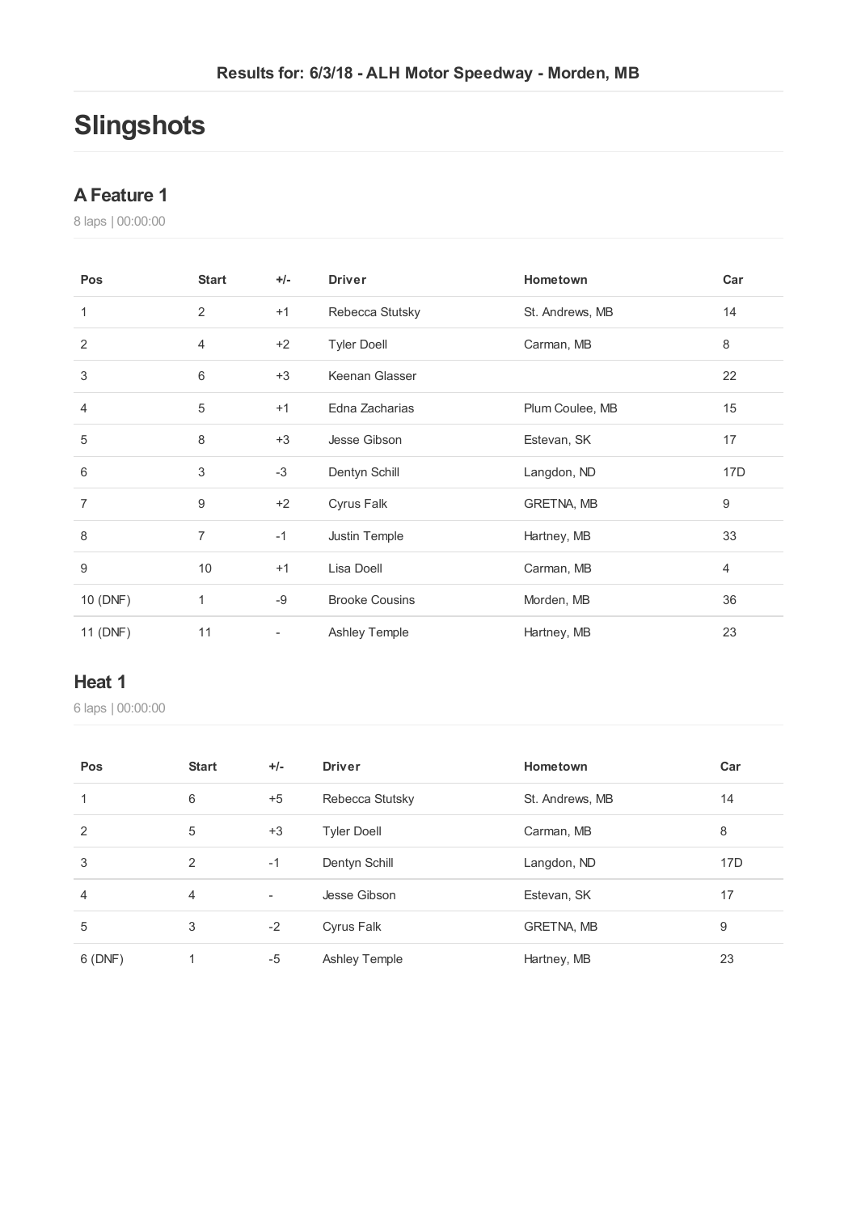**Results for: 6/3/18 - ALH Motor Speedway - Morden, MB**

# Slingshots

## A Feature 1

8 laps | 00:00:00

| Pos | Start | +/- | Driver | Hometown | Car |
|---|---|---|---|---|---|
| 1 | 2 | +1 | Rebecca Stutsky | St. Andrews, MB | 14 |
| 2 | 4 | +2 | Tyler Doell | Carman, MB | 8 |
| 3 | 6 | +3 | Keenan Glasser | | 22 |
| 4 | 5 | +1 | Edna Zacharias | Plum Coulee, MB | 15 |
| 5 | 8 | +3 | Jesse Gibson | Estevan, SK | 17 |
| 6 | 3 | -3 | Dentyn Schill | Langdon, ND | 17D |
| 7 | 9 | +2 | Cyrus Falk | GRETNA, MB | 9 |
| 8 | 7 | -1 | Justin Temple | Hartney, MB | 33 |
| 9 | 10 | +1 | Lisa Doell | Carman, MB | 4 |
| 10 (DNF) | 1 | -9 | Brooke Cousins | Morden, MB | 36 |
| 11 (DNF) | 11 | - | Ashley Temple | Hartney, MB | 23 |

## Heat 1

6 laps | 00:00:00

| Pos | Start | +/- | Driver | Hometown | Car |
|---|---|---|---|---|---|
| 1 | 6 | +5 | Rebecca Stutsky | St. Andrews, MB | 14 |
| 2 | 5 | +3 | Tyler Doell | Carman, MB | 8 |
| 3 | 2 | -1 | Dentyn Schill | Langdon, ND | 17D |
| 4 | 4 | - | Jesse Gibson | Estevan, SK | 17 |
| 5 | 3 | -2 | Cyrus Falk | GRETNA, MB | 9 |
| 6 (DNF) | 1 | -5 | Ashley Temple | Hartney, MB | 23 |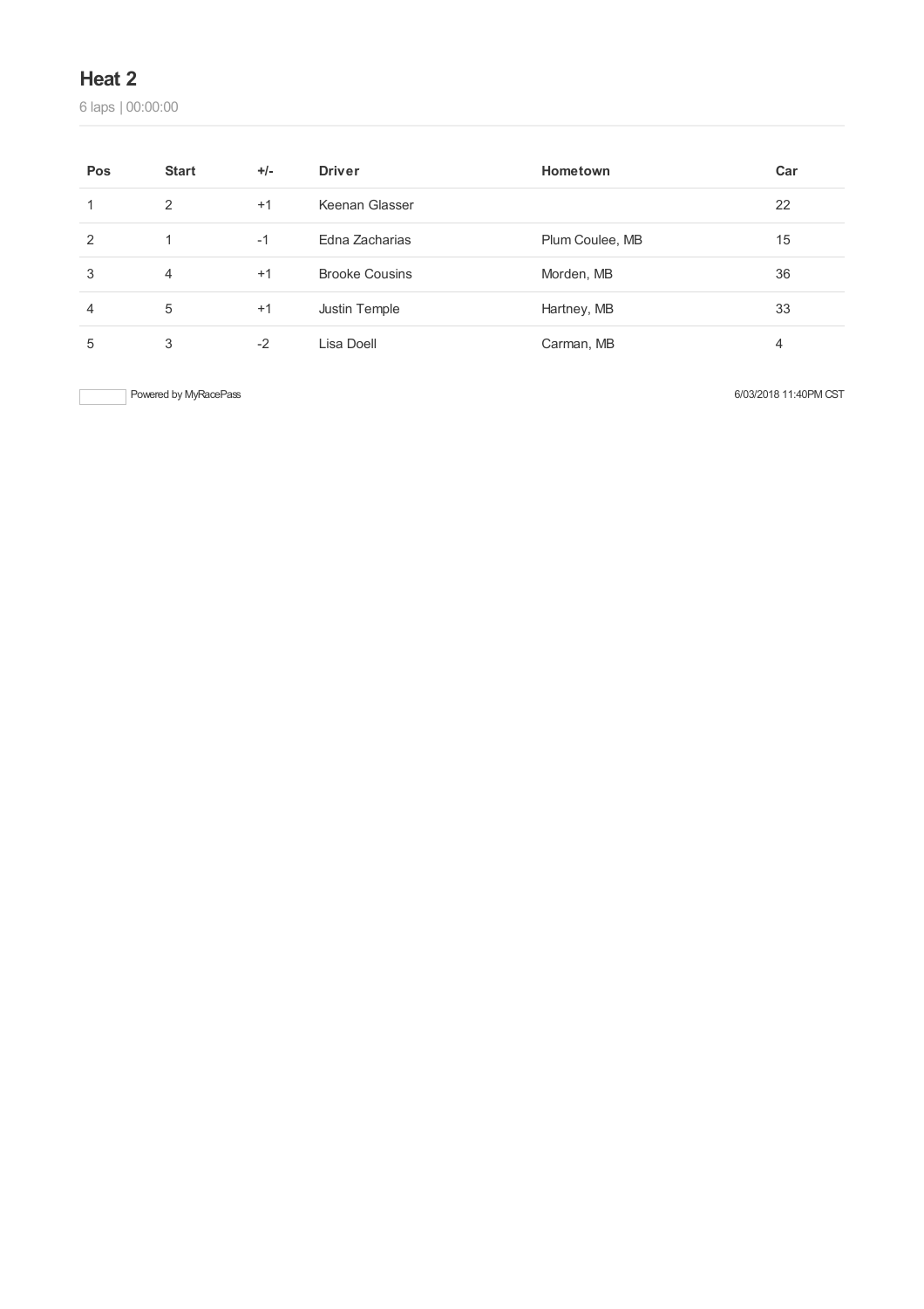## Heat 2

6 laps | 00:00:00

| Pos | Start | +/- | Driver | Hometown | Car |
|---|---|---|---|---|---|
| 1 | 2 | +1 | Keenan Glasser | | 22 |
| 2 | 1 | -1 | Edna Zacharias | Plum Coulee, MB | 15 |
| 3 | 4 | +1 | Brooke Cousins | Morden, MB | 36 |
| 4 | 5 | +1 | Justin Temple | Hartney, MB | 33 |
| 5 | 3 | -2 | Lisa Doell | Carman, MB | 4 |

Powered by MyRacePass

6/03/2018 11:40PM CST